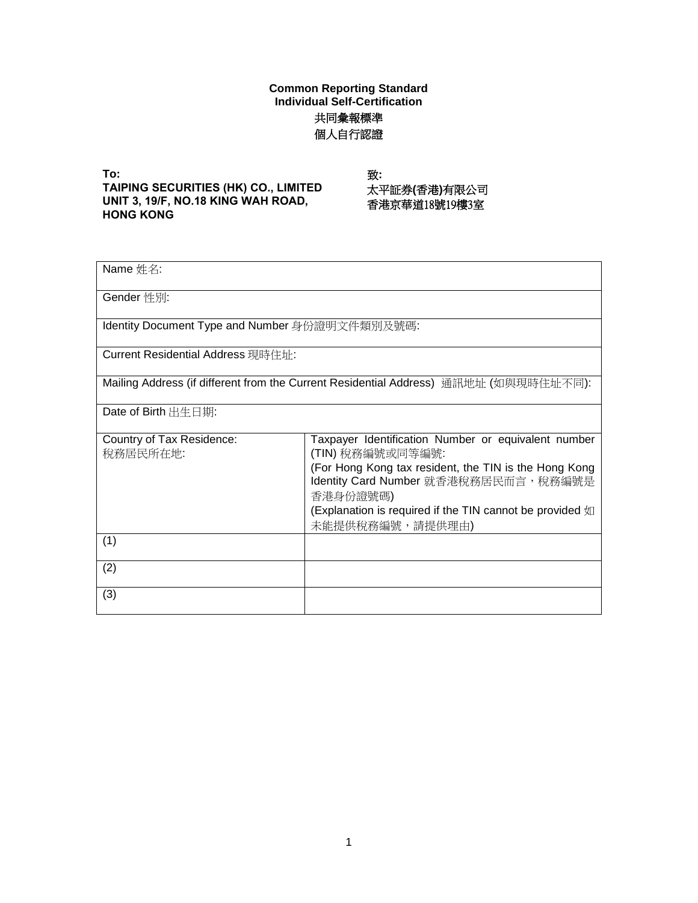**Common Reporting Standard**
**Individual Self-Certification**
**共同彙報標準**
**個人自行認證**

**To:**
**TAIPING SECURITIES (HK) CO., LIMITED**
**UNIT 3, 19/F, NO.18 KING WAH ROAD,**
**HONG KONG**

**致:**
**太平証券(香港)有限公司**
**香港京華道18號19樓3室**

| Name 姓名: | |
|---|---|
| Gender 性別: | |
| Identity Document Type and Number 身份證明文件類別及號碼: | |
| Current Residential Address 現時住址: | |
| Mailing Address (if different from the Current Residential Address) 通訊地址 (如與現時住址不同): | |
| Date of Birth 出生日期: | |
| Country of Tax Residence:<br>稅務居民所在地: | Taxpayer Identification Number or equivalent number (TIN) 稅務編號或同等編號:<br>(For Hong Kong tax resident, the TIN is the Hong Kong Identity Card Number 就香港稅務居民而言，稅務編號是香港身份證號碼)<br>(Explanation is required if the TIN cannot be provided 如未能提供稅務編號，請提供理由) |
| (1) | |
| (2) | |
| (3) | |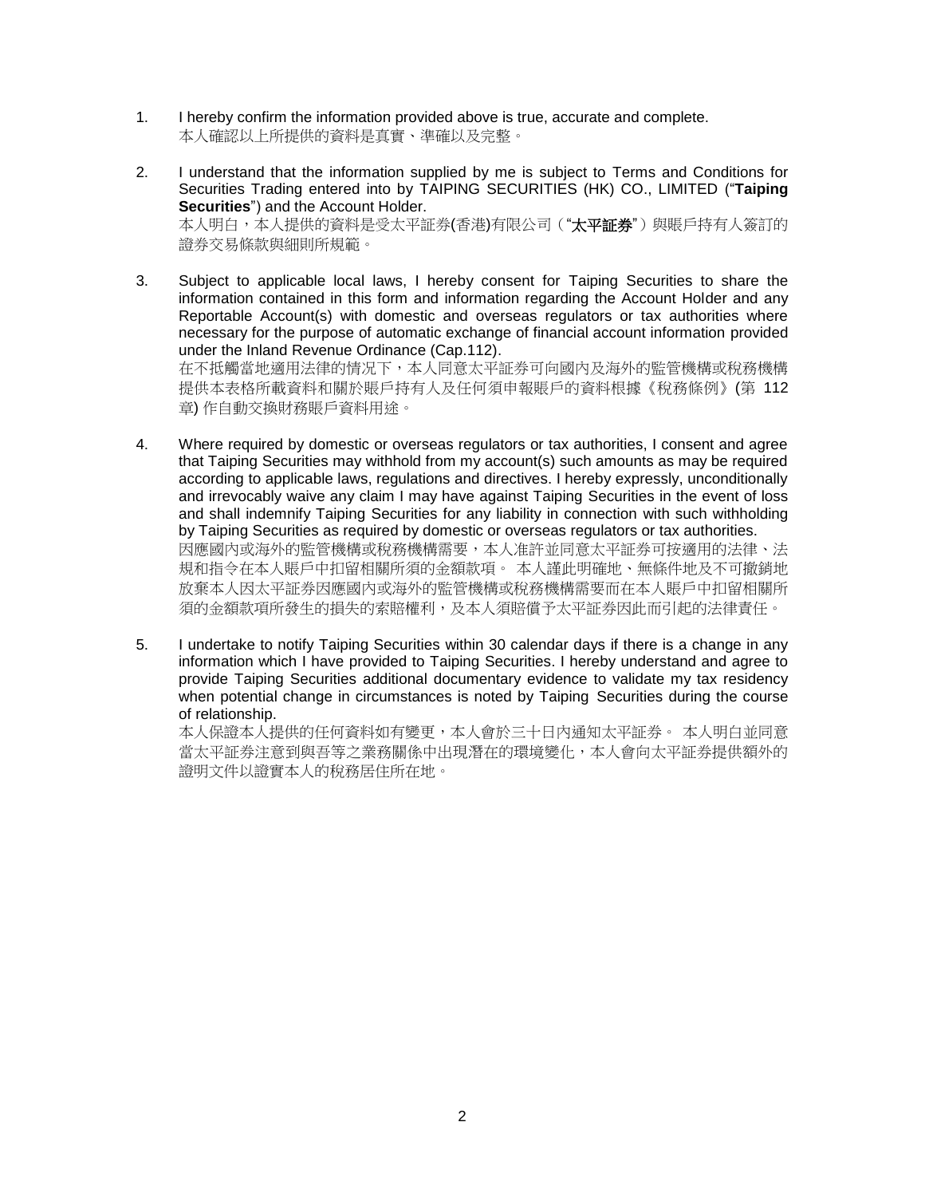1. I hereby confirm the information provided above is true, accurate and complete.
   本人確認以上所提供的資料是真實、準確以及完整。

2. I understand that the information supplied by me is subject to Terms and Conditions for Securities Trading entered into by TAIPING SECURITIES (HK) CO., LIMITED ("**Taiping Securities**") and the Account Holder.
   本人明白，本人提供的資料是受太平証券(香港)有限公司（"**太平証券**"）與賬戶持有人簽訂的證券交易條款與細則所規範。

3. Subject to applicable local laws, I hereby consent for Taiping Securities to share the information contained in this form and information regarding the Account Holder and any Reportable Account(s) with domestic and overseas regulators or tax authorities where necessary for the purpose of automatic exchange of financial account information provided under the Inland Revenue Ordinance (Cap.112).
   在不抵觸當地適用法律的情況下，本人同意太平証券可向國內及海外的監管機構或稅務機構提供本表格所載資料和關於賬戶持有人及任何須申報賬戶的資料根據《稅務條例》(第 112 章) 作自動交換財務賬戶資料用途。

4. Where required by domestic or overseas regulators or tax authorities, I consent and agree that Taiping Securities may withhold from my account(s) such amounts as may be required according to applicable laws, regulations and directives. I hereby expressly, unconditionally and irrevocably waive any claim I may have against Taiping Securities in the event of loss and shall indemnify Taiping Securities for any liability in connection with such withholding by Taiping Securities as required by domestic or overseas regulators or tax authorities.
   因應國內或海外的監管機構或稅務機構需要，本人准許並同意太平証券可按適用的法律、法規和指令在本人賬戶中扣留相關所須的金額款項。 本人謹此明確地、無條件地及不可撤銷地放棄本人因太平証券因應國內或海外的監管機構或稅務機構需要而在本人賬戶中扣留相關所須的金額款項所發生的損失的索賠權利，及本人須賠償予太平証券因此而引起的法律責任。

5. I undertake to notify Taiping Securities within 30 calendar days if there is a change in any information which I have provided to Taiping Securities. I hereby understand and agree to provide Taiping Securities additional documentary evidence to validate my tax residency when potential change in circumstances is noted by Taiping Securities during the course of relationship.
   本人保證本人提供的任何資料如有變更，本人會於三十日內通知太平証券。 本人明白並同意當太平証券注意到與吾等之業務關係中出現潛在的環境變化，本人會向太平証券提供額外的證明文件以證實本人的稅務居住所在地。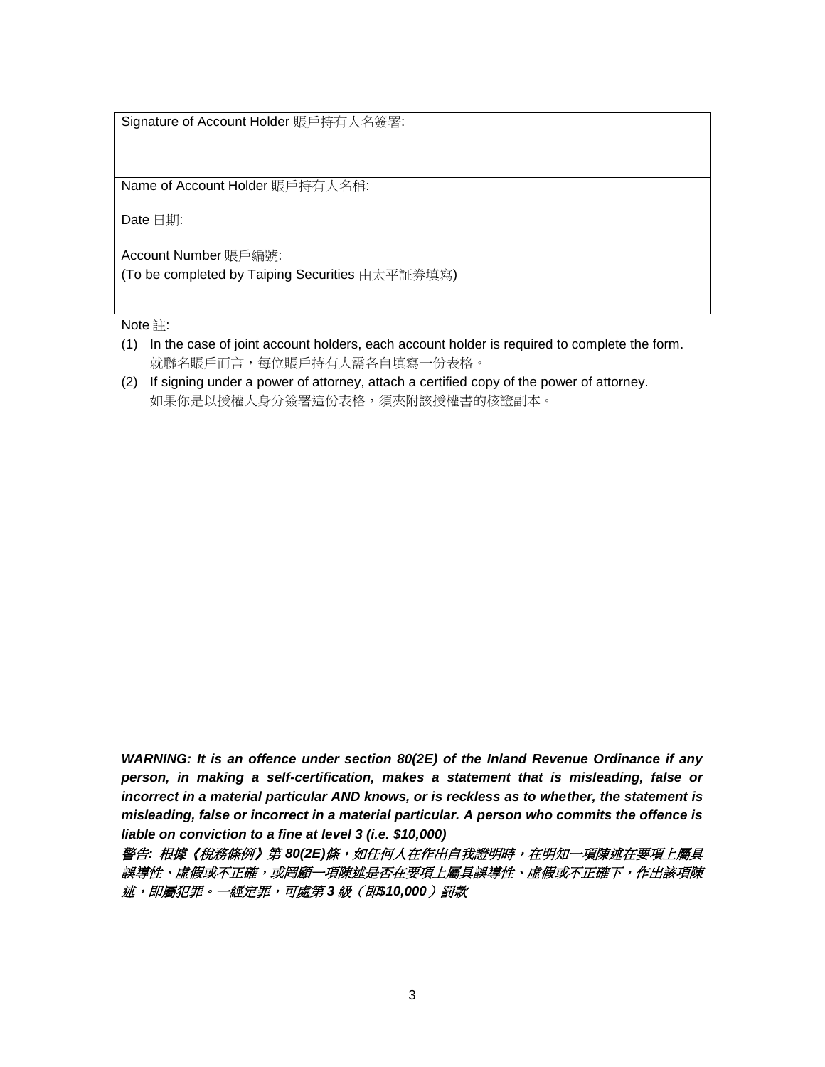| Signature of Account Holder 賬戶持有人名簽署: |
| --- |
| Name of Account Holder 賬戶持有人名稱: |
| Date 日期: |
| Account Number 賬戶編號:<br>(To be completed by Taiping Securities 由太平証券填寫) |

Note 註:

(1) In the case of joint account holders, each account holder is required to complete the form.
就聯名賬戶而言，每位賬戶持有人需各自填寫一份表格。

(2) If signing under a power of attorney, attach a certified copy of the power of attorney.
如果你是以授權人身分簽署這份表格，須夾附該授權書的核證副本。

***WARNING: It is an offence under section 80(2E) of the Inland Revenue Ordinance if any person, in making a self-certification, makes a statement that is misleading, false or incorrect in a material particular AND knows, or is reckless as to whether, the statement is misleading, false or incorrect in a material particular. A person who commits the offence is liable on conviction to a fine at level 3 (i.e. $10,000)***

***警告: 根據《稅務條例》第 80(2E)條，如任何人在作出自我證明時，在明知一項陳述在要項上屬具誤導性、虛假或不正確，或罔顧一項陳述是否在要項上屬具誤導性、虛假或不正確下，作出該項陳述，即屬犯罪。一經定罪，可處第 3 級（即$10,000）罰款***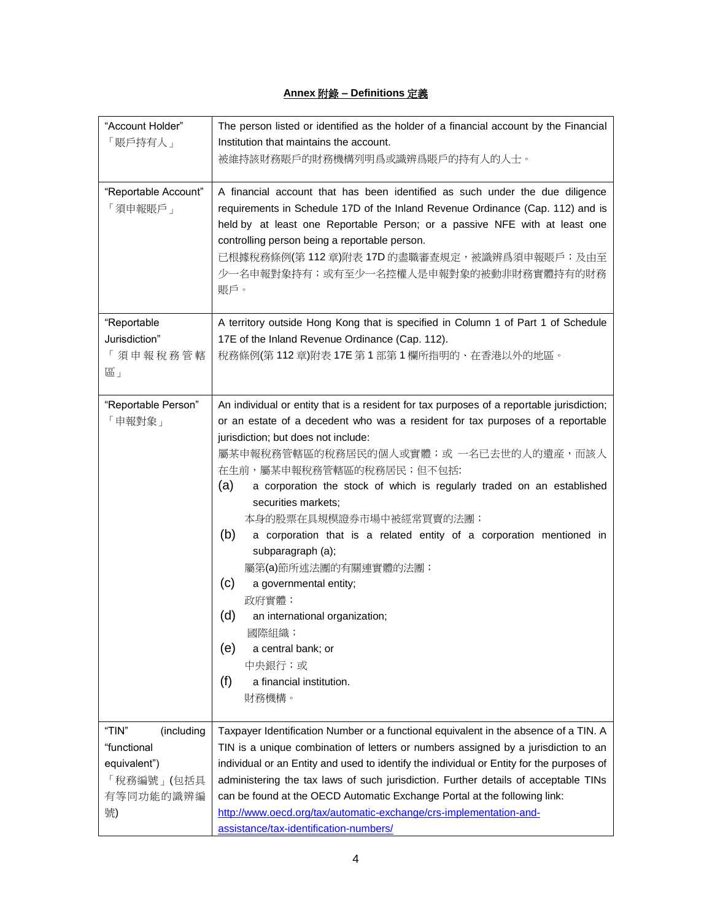**Annex 附錄 – Definitions 定義**

| | |
|---|---|
| "Account Holder"<br>「賬戶持有人」 | The person listed or identified as the holder of a financial account by the Financial Institution that maintains the account.<br>被維持該財務賬戶的財務機構列明爲或識辨爲賬戶的持有人的人士。 |
| "Reportable Account"<br>「須申報賬戶」 | A financial account that has been identified as such under the due diligence requirements in Schedule 17D of the Inland Revenue Ordinance (Cap. 112) and is held by at least one Reportable Person; or a passive NFE with at least one controlling person being a reportable person.<br>已根據稅務條例(第 112 章)附表 17D 的盡職審查規定，被識辨爲須申報賬戶；及由至少一名申報對象持有；或有至少一名控權人是申報對象的被動非財務實體持有的財務賬戶。 |
| "Reportable Jurisdiction"<br>「須申報稅務管轄區」 | A territory outside Hong Kong that is specified in Column 1 of Part 1 of Schedule 17E of the Inland Revenue Ordinance (Cap. 112).<br>稅務條例(第 112 章)附表 17E 第 1 部第 1 欄所指明的、在香港以外的地區。 |
| "Reportable Person"<br>「申報對象」 | An individual or entity that is a resident for tax purposes of a reportable jurisdiction; or an estate of a decedent who was a resident for tax purposes of a reportable jurisdiction; but does not include:<br>屬某申報稅務管轄區的稅務居民的個人或實體；或 一名已去世的人的遺產，而該人在生前，屬某申報稅務管轄區的稅務居民；但不包括:<br>(a) a corporation the stock of which is regularly traded on an established securities markets;<br>本身的股票在具規模證券市場中被經常買賣的法團；<br>(b) a corporation that is a related entity of a corporation mentioned in subparagraph (a);<br>屬第(a)節所述法團的有關連實體的法團；<br>(c) a governmental entity;<br>政府實體；<br>(d) an international organization;<br>國際組織；<br>(e) a central bank; or<br>中央銀行；或<br>(f) a financial institution.<br>財務機構。 |
| "TIN" (including "functional equivalent")<br>「稅務編號」(包括具有等同功能的識辨編號) | Taxpayer Identification Number or a functional equivalent in the absence of a TIN. A TIN is a unique combination of letters or numbers assigned by a jurisdiction to an individual or an Entity and used to identify the individual or Entity for the purposes of administering the tax laws of such jurisdiction. Further details of acceptable TINs can be found at the OECD Automatic Exchange Portal at the following link:<br>http://www.oecd.org/tax/automatic-exchange/crs-implementation-and-assistance/tax-identification-numbers/ |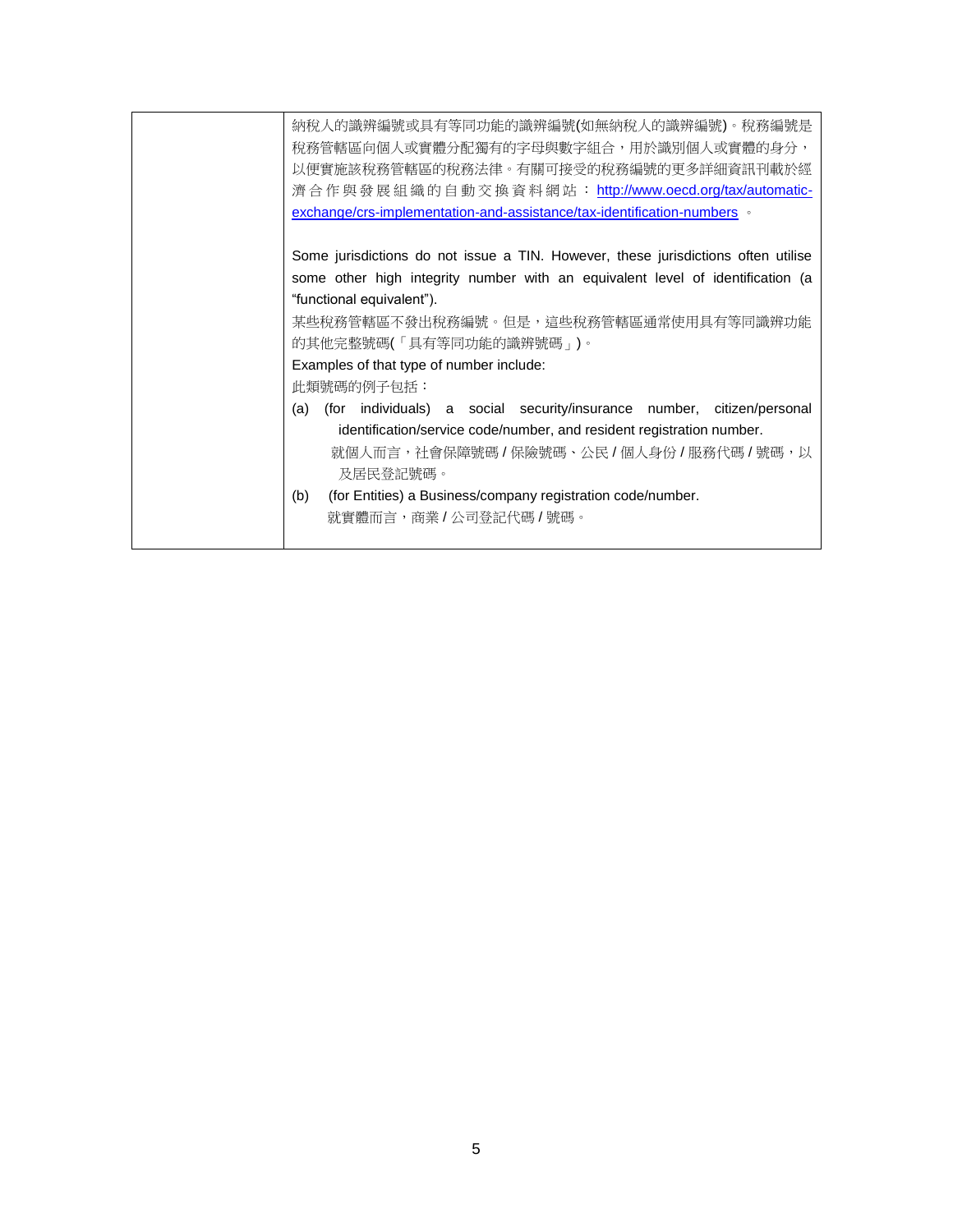| | |
|---|---|
| | 納稅人的識辨編號或具有等同功能的識辨編號(如無納稅人的識辨編號)。稅務編號是稅務管轄區向個人或實體分配獨有的字母與數字組合，用於識別個人或實體的身分，以便實施該稅務管轄區的稅務法律。有關可接受的稅務編號的更多詳細資訊刊載於經濟合作與發展組織的自動交換資料網站：http://www.oecd.org/tax/automatic-exchange/crs-implementation-and-assistance/tax-identification-numbers 。<br><br>Some jurisdictions do not issue a TIN. However, these jurisdictions often utilise some other high integrity number with an equivalent level of identification (a "functional equivalent").<br>某些稅務管轄區不發出稅務編號。但是，這些稅務管轄區通常使用具有等同識辨功能的其他完整號碼(「具有等同功能的識辨號碼」)。<br>Examples of that type of number include:<br>此類號碼的例子包括：<br>(a) (for individuals) a social security/insurance number, citizen/personal identification/service code/number, and resident registration number.<br>就個人而言，社會保障號碼 / 保險號碼、公民 / 個人身份 / 服務代碼 / 號碼，以及居民登記號碼。<br>(b) (for Entities) a Business/company registration code/number.<br>就實體而言，商業 / 公司登記代碼 / 號碼。 |